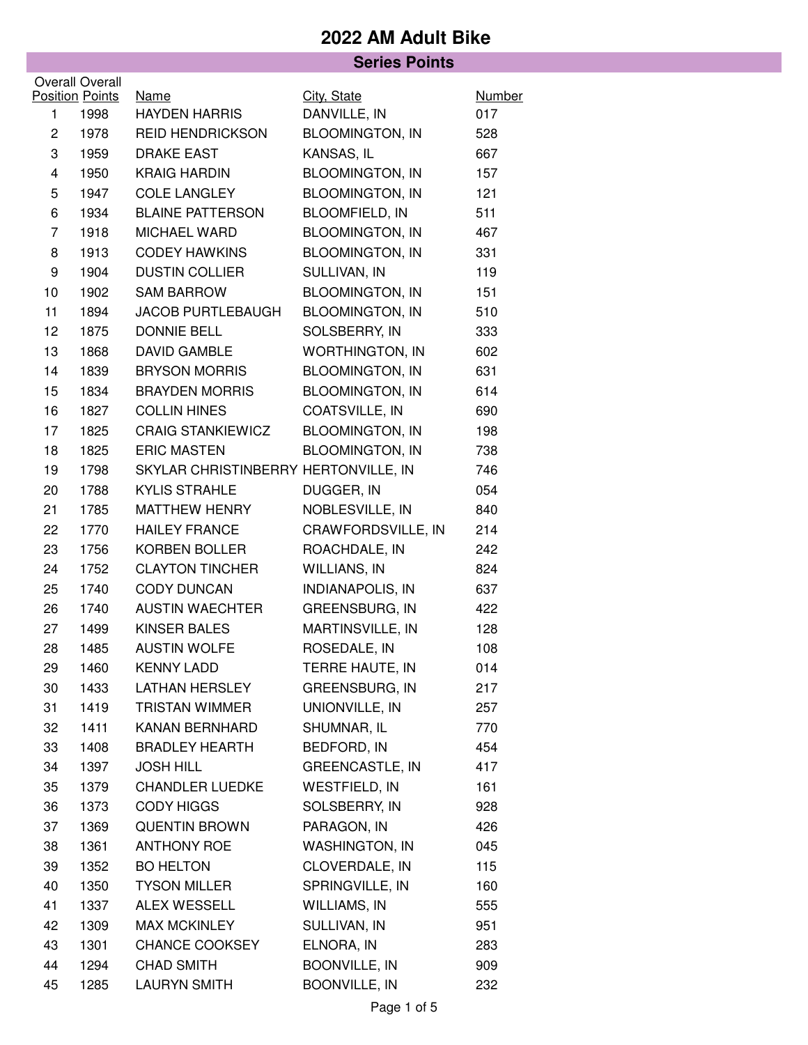# 2022 AM Adult Bike

## Series Points

| Overall Position | Overall Points | Name | City, State | Number |
|---|---|---|---|---|
| 1 | 1998 | HAYDEN HARRIS | DANVILLE, IN | 017 |
| 2 | 1978 | REID HENDRICKSON | BLOOMINGTON, IN | 528 |
| 3 | 1959 | DRAKE EAST | KANSAS, IL | 667 |
| 4 | 1950 | KRAIG HARDIN | BLOOMINGTON, IN | 157 |
| 5 | 1947 | COLE LANGLEY | BLOOMINGTON, IN | 121 |
| 6 | 1934 | BLAINE PATTERSON | BLOOMFIELD, IN | 511 |
| 7 | 1918 | MICHAEL WARD | BLOOMINGTON, IN | 467 |
| 8 | 1913 | CODEY HAWKINS | BLOOMINGTON, IN | 331 |
| 9 | 1904 | DUSTIN COLLIER | SULLIVAN, IN | 119 |
| 10 | 1902 | SAM BARROW | BLOOMINGTON, IN | 151 |
| 11 | 1894 | JACOB PURTLEBAUGH | BLOOMINGTON, IN | 510 |
| 12 | 1875 | DONNIE BELL | SOLSBERRY, IN | 333 |
| 13 | 1868 | DAVID GAMBLE | WORTHINGTON, IN | 602 |
| 14 | 1839 | BRYSON MORRIS | BLOOMINGTON, IN | 631 |
| 15 | 1834 | BRAYDEN MORRIS | BLOOMINGTON, IN | 614 |
| 16 | 1827 | COLLIN HINES | COATSVILLE, IN | 690 |
| 17 | 1825 | CRAIG STANKIEWICZ | BLOOMINGTON, IN | 198 |
| 18 | 1825 | ERIC MASTEN | BLOOMINGTON, IN | 738 |
| 19 | 1798 | SKYLAR CHRISTINBERRY | HERTONVILLE, IN | 746 |
| 20 | 1788 | KYLIS STRAHLE | DUGGER, IN | 054 |
| 21 | 1785 | MATTHEW HENRY | NOBLESVILLE, IN | 840 |
| 22 | 1770 | HAILEY FRANCE | CRAWFORDSVILLE, IN | 214 |
| 23 | 1756 | KORBEN BOLLER | ROACHDALE, IN | 242 |
| 24 | 1752 | CLAYTON TINCHER | WILLIANS, IN | 824 |
| 25 | 1740 | CODY DUNCAN | INDIANAPOLIS, IN | 637 |
| 26 | 1740 | AUSTIN WAECHTER | GREENSBURG, IN | 422 |
| 27 | 1499 | KINSER BALES | MARTINSVILLE, IN | 128 |
| 28 | 1485 | AUSTIN WOLFE | ROSEDALE, IN | 108 |
| 29 | 1460 | KENNY LADD | TERRE HAUTE, IN | 014 |
| 30 | 1433 | LATHAN HERSLEY | GREENSBURG, IN | 217 |
| 31 | 1419 | TRISTAN WIMMER | UNIONVILLE, IN | 257 |
| 32 | 1411 | KANAN BERNHARD | SHUMNAR, IL | 770 |
| 33 | 1408 | BRADLEY HEARTH | BEDFORD, IN | 454 |
| 34 | 1397 | JOSH HILL | GREENCASTLE, IN | 417 |
| 35 | 1379 | CHANDLER LUEDKE | WESTFIELD, IN | 161 |
| 36 | 1373 | CODY HIGGS | SOLSBERRY, IN | 928 |
| 37 | 1369 | QUENTIN BROWN | PARAGON, IN | 426 |
| 38 | 1361 | ANTHONY ROE | WASHINGTON, IN | 045 |
| 39 | 1352 | BO HELTON | CLOVERDALE, IN | 115 |
| 40 | 1350 | TYSON MILLER | SPRINGVILLE, IN | 160 |
| 41 | 1337 | ALEX WESSELL | WILLIAMS, IN | 555 |
| 42 | 1309 | MAX MCKINLEY | SULLIVAN, IN | 951 |
| 43 | 1301 | CHANCE COOKSEY | ELNORA, IN | 283 |
| 44 | 1294 | CHAD SMITH | BOONVILLE, IN | 909 |
| 45 | 1285 | LAURYN SMITH | BOONVILLE, IN | 232 |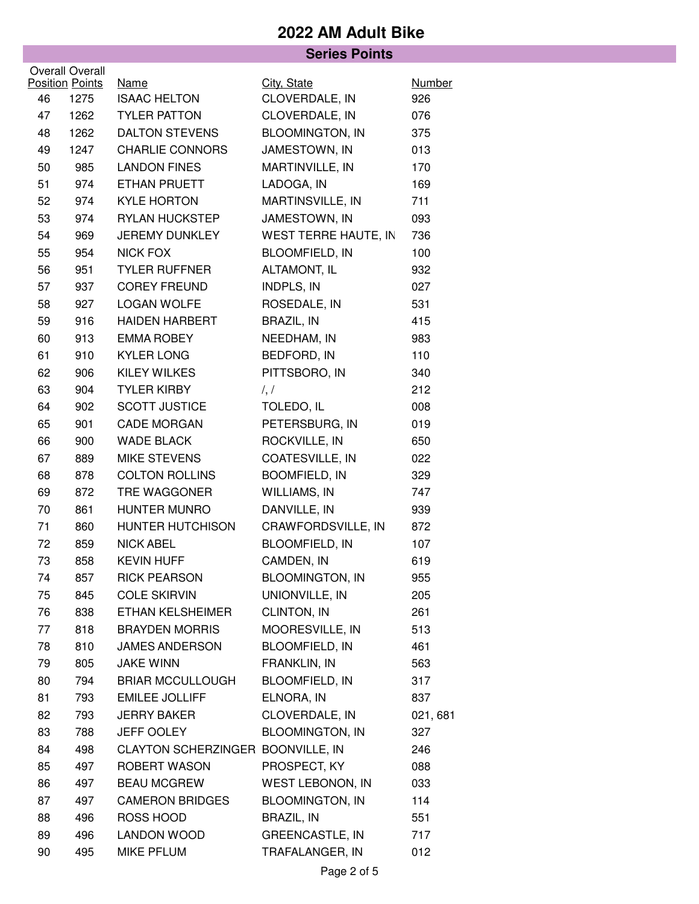# 2022 AM Adult Bike

## Series Points

| Overall Position | Overall Points | Name | City, State | Number |
|---|---|---|---|---|
| 46 | 1275 | ISAAC HELTON | CLOVERDALE, IN | 926 |
| 47 | 1262 | TYLER PATTON | CLOVERDALE, IN | 076 |
| 48 | 1262 | DALTON STEVENS | BLOOMINGTON, IN | 375 |
| 49 | 1247 | CHARLIE CONNORS | JAMESTOWN, IN | 013 |
| 50 | 985 | LANDON FINES | MARTINVILLE, IN | 170 |
| 51 | 974 | ETHAN PRUETT | LADOGA, IN | 169 |
| 52 | 974 | KYLE HORTON | MARTINSVILLE, IN | 711 |
| 53 | 974 | RYLAN HUCKSTEP | JAMESTOWN, IN | 093 |
| 54 | 969 | JEREMY DUNKLEY | WEST TERRE HAUTE, IN | 736 |
| 55 | 954 | NICK FOX | BLOOMFIELD, IN | 100 |
| 56 | 951 | TYLER RUFFNER | ALTAMONT, IL | 932 |
| 57 | 937 | COREY FREUND | INDPLS, IN | 027 |
| 58 | 927 | LOGAN WOLFE | ROSEDALE, IN | 531 |
| 59 | 916 | HAIDEN HARBERT | BRAZIL, IN | 415 |
| 60 | 913 | EMMA ROBEY | NEEDHAM, IN | 983 |
| 61 | 910 | KYLER LONG | BEDFORD, IN | 110 |
| 62 | 906 | KILEY WILKES | PITTSBORO, IN | 340 |
| 63 | 904 | TYLER KIRBY | /, / | 212 |
| 64 | 902 | SCOTT JUSTICE | TOLEDO, IL | 008 |
| 65 | 901 | CADE MORGAN | PETERSBURG, IN | 019 |
| 66 | 900 | WADE BLACK | ROCKVILLE, IN | 650 |
| 67 | 889 | MIKE STEVENS | COATESVILLE, IN | 022 |
| 68 | 878 | COLTON ROLLINS | BOOMFIELD, IN | 329 |
| 69 | 872 | TRE WAGGONER | WILLIAMS, IN | 747 |
| 70 | 861 | HUNTER MUNRO | DANVILLE, IN | 939 |
| 71 | 860 | HUNTER HUTCHISON | CRAWFORDSVILLE, IN | 872 |
| 72 | 859 | NICK ABEL | BLOOMFIELD, IN | 107 |
| 73 | 858 | KEVIN HUFF | CAMDEN, IN | 619 |
| 74 | 857 | RICK PEARSON | BLOOMINGTON, IN | 955 |
| 75 | 845 | COLE SKIRVIN | UNIONVILLE, IN | 205 |
| 76 | 838 | ETHAN KELSHEIMER | CLINTON, IN | 261 |
| 77 | 818 | BRAYDEN MORRIS | MOORESVILLE, IN | 513 |
| 78 | 810 | JAMES ANDERSON | BLOOMFIELD, IN | 461 |
| 79 | 805 | JAKE WINN | FRANKLIN, IN | 563 |
| 80 | 794 | BRIAR MCCULLOUGH | BLOOMFIELD, IN | 317 |
| 81 | 793 | EMILEE JOLLIFF | ELNORA, IN | 837 |
| 82 | 793 | JERRY BAKER | CLOVERDALE, IN | 021, 681 |
| 83 | 788 | JEFF OOLEY | BLOOMINGTON, IN | 327 |
| 84 | 498 | CLAYTON SCHERZINGER | BOONVILLE, IN | 246 |
| 85 | 497 | ROBERT WASON | PROSPECT, KY | 088 |
| 86 | 497 | BEAU MCGREW | WEST LEBONON, IN | 033 |
| 87 | 497 | CAMERON BRIDGES | BLOOMINGTON, IN | 114 |
| 88 | 496 | ROSS HOOD | BRAZIL, IN | 551 |
| 89 | 496 | LANDON WOOD | GREENCASTLE, IN | 717 |
| 90 | 495 | MIKE PFLUM | TRAFALANGER, IN | 012 |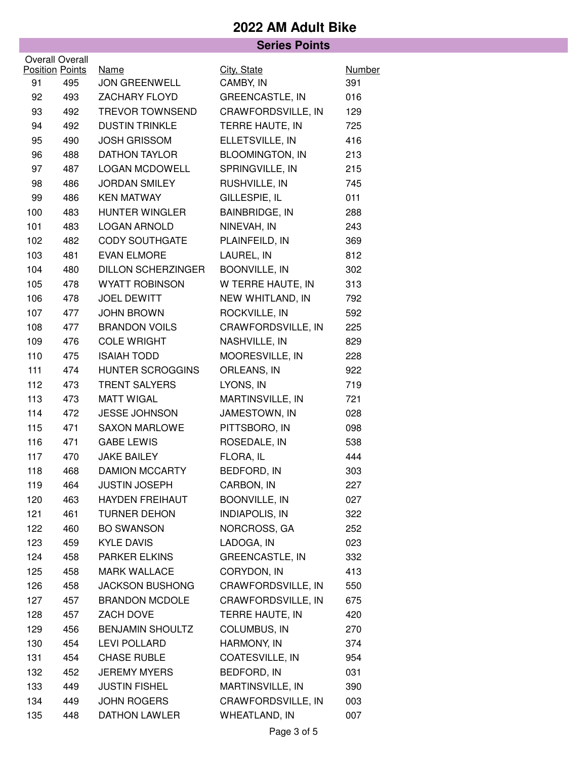# 2022 AM Adult Bike

## Series Points

| Overall Position | Overall Points | Name | City, State | Number |
|---|---|---|---|---|
| 91 | 495 | JON GREENWELL | CAMBY, IN | 391 |
| 92 | 493 | ZACHARY FLOYD | GREENCASTLE, IN | 016 |
| 93 | 492 | TREVOR TOWNSEND | CRAWFORDSVILLE, IN | 129 |
| 94 | 492 | DUSTIN TRINKLE | TERRE HAUTE, IN | 725 |
| 95 | 490 | JOSH GRISSOM | ELLETSVILLE, IN | 416 |
| 96 | 488 | DATHON TAYLOR | BLOOMINGTON, IN | 213 |
| 97 | 487 | LOGAN MCDOWELL | SPRINGVILLE, IN | 215 |
| 98 | 486 | JORDAN SMILEY | RUSHVILLE, IN | 745 |
| 99 | 486 | KEN MATWAY | GILLESPIE, IL | 011 |
| 100 | 483 | HUNTER WINGLER | BAINBRIDGE, IN | 288 |
| 101 | 483 | LOGAN ARNOLD | NINEVAH, IN | 243 |
| 102 | 482 | CODY SOUTHGATE | PLAINFEILD, IN | 369 |
| 103 | 481 | EVAN ELMORE | LAUREL, IN | 812 |
| 104 | 480 | DILLON SCHERZINGER | BOONVILLE, IN | 302 |
| 105 | 478 | WYATT ROBINSON | W TERRE HAUTE, IN | 313 |
| 106 | 478 | JOEL DEWITT | NEW WHITLAND, IN | 792 |
| 107 | 477 | JOHN BROWN | ROCKVILLE, IN | 592 |
| 108 | 477 | BRANDON VOILS | CRAWFORDSVILLE, IN | 225 |
| 109 | 476 | COLE WRIGHT | NASHVILLE, IN | 829 |
| 110 | 475 | ISAIAH TODD | MOORESVILLE, IN | 228 |
| 111 | 474 | HUNTER SCROGGINS | ORLEANS, IN | 922 |
| 112 | 473 | TRENT SALYERS | LYONS, IN | 719 |
| 113 | 473 | MATT WIGAL | MARTINSVILLE, IN | 721 |
| 114 | 472 | JESSE JOHNSON | JAMESTOWN, IN | 028 |
| 115 | 471 | SAXON MARLOWE | PITTSBORO, IN | 098 |
| 116 | 471 | GABE LEWIS | ROSEDALE, IN | 538 |
| 117 | 470 | JAKE BAILEY | FLORA, IL | 444 |
| 118 | 468 | DAMION MCCARTY | BEDFORD, IN | 303 |
| 119 | 464 | JUSTIN JOSEPH | CARBON, IN | 227 |
| 120 | 463 | HAYDEN FREIHAUT | BOONVILLE, IN | 027 |
| 121 | 461 | TURNER DEHON | INDIAPOLIS, IN | 322 |
| 122 | 460 | BO SWANSON | NORCROSS, GA | 252 |
| 123 | 459 | KYLE DAVIS | LADOGA, IN | 023 |
| 124 | 458 | PARKER ELKINS | GREENCASTLE, IN | 332 |
| 125 | 458 | MARK WALLACE | CORYDON, IN | 413 |
| 126 | 458 | JACKSON BUSHONG | CRAWFORDSVILLE, IN | 550 |
| 127 | 457 | BRANDON MCDOLE | CRAWFORDSVILLE, IN | 675 |
| 128 | 457 | ZACH DOVE | TERRE HAUTE, IN | 420 |
| 129 | 456 | BENJAMIN SHOULTZ | COLUMBUS, IN | 270 |
| 130 | 454 | LEVI POLLARD | HARMONY, IN | 374 |
| 131 | 454 | CHASE RUBLE | COATESVILLE, IN | 954 |
| 132 | 452 | JEREMY MYERS | BEDFORD, IN | 031 |
| 133 | 449 | JUSTIN FISHEL | MARTINSVILLE, IN | 390 |
| 134 | 449 | JOHN ROGERS | CRAWFORDSVILLE, IN | 003 |
| 135 | 448 | DATHON LAWLER | WHEATLAND, IN | 007 |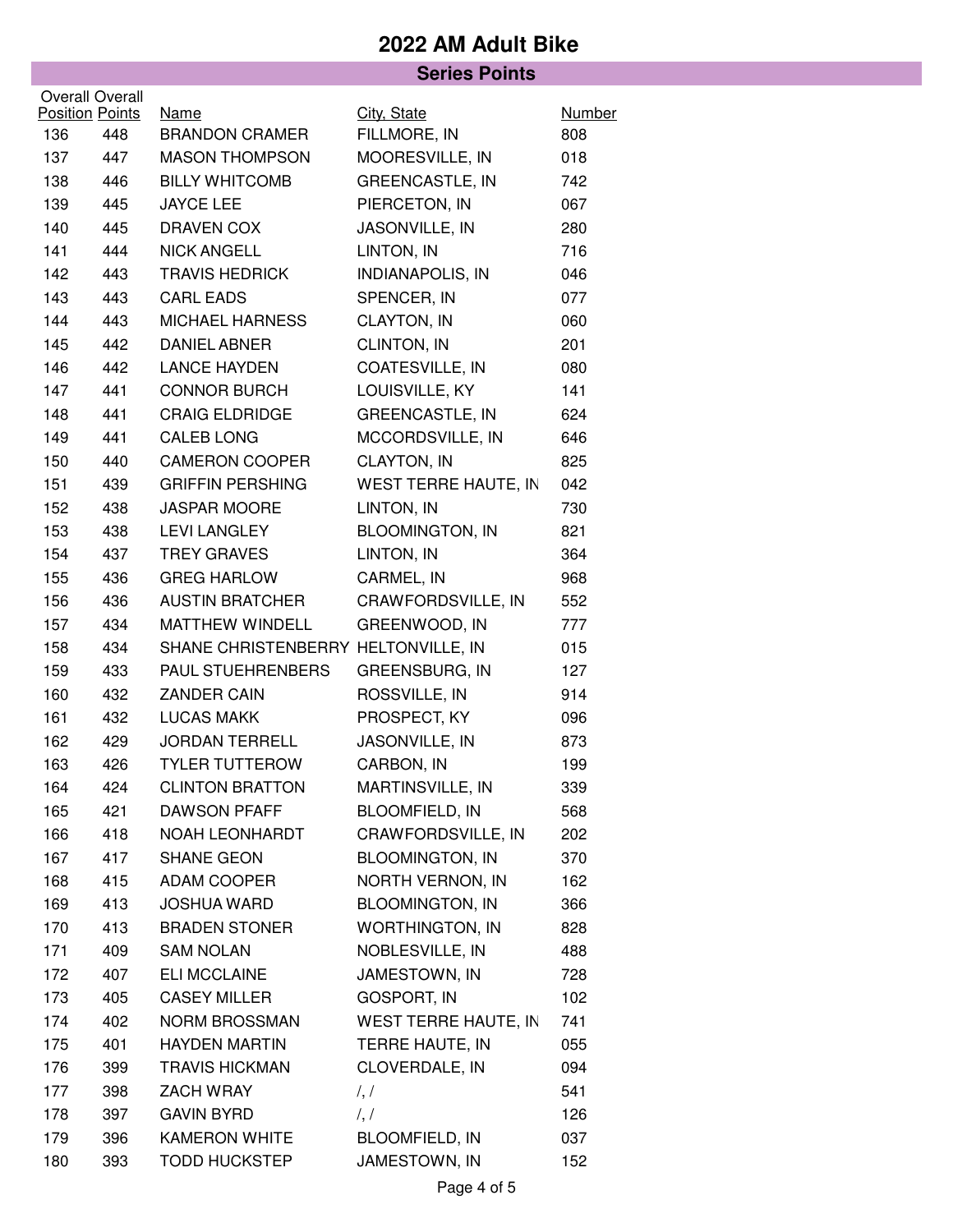# 2022 AM Adult Bike

## Series Points

| Overall Position | Overall Points | Name | City, State | Number |
|---|---|---|---|---|
| 136 | 448 | BRANDON CRAMER | FILLMORE, IN | 808 |
| 137 | 447 | MASON THOMPSON | MOORESVILLE, IN | 018 |
| 138 | 446 | BILLY WHITCOMB | GREENCASTLE, IN | 742 |
| 139 | 445 | JAYCE LEE | PIERCETON, IN | 067 |
| 140 | 445 | DRAVEN COX | JASONVILLE, IN | 280 |
| 141 | 444 | NICK ANGELL | LINTON, IN | 716 |
| 142 | 443 | TRAVIS HEDRICK | INDIANAPOLIS, IN | 046 |
| 143 | 443 | CARL EADS | SPENCER, IN | 077 |
| 144 | 443 | MICHAEL HARNESS | CLAYTON, IN | 060 |
| 145 | 442 | DANIEL ABNER | CLINTON, IN | 201 |
| 146 | 442 | LANCE HAYDEN | COATESVILLE, IN | 080 |
| 147 | 441 | CONNOR BURCH | LOUISVILLE, KY | 141 |
| 148 | 441 | CRAIG ELDRIDGE | GREENCASTLE, IN | 624 |
| 149 | 441 | CALEB LONG | MCCORDSVILLE, IN | 646 |
| 150 | 440 | CAMERON COOPER | CLAYTON, IN | 825 |
| 151 | 439 | GRIFFIN PERSHING | WEST TERRE HAUTE, IN | 042 |
| 152 | 438 | JASPAR MOORE | LINTON, IN | 730 |
| 153 | 438 | LEVI LANGLEY | BLOOMINGTON, IN | 821 |
| 154 | 437 | TREY GRAVES | LINTON, IN | 364 |
| 155 | 436 | GREG HARLOW | CARMEL, IN | 968 |
| 156 | 436 | AUSTIN BRATCHER | CRAWFORDSVILLE, IN | 552 |
| 157 | 434 | MATTHEW WINDELL | GREENWOOD, IN | 777 |
| 158 | 434 | SHANE CHRISTENBERRY | HELTONVILLE, IN | 015 |
| 159 | 433 | PAUL STUEHRENBERS | GREENSBURG, IN | 127 |
| 160 | 432 | ZANDER CAIN | ROSSVILLE, IN | 914 |
| 161 | 432 | LUCAS MAKK | PROSPECT, KY | 096 |
| 162 | 429 | JORDAN TERRELL | JASONVILLE, IN | 873 |
| 163 | 426 | TYLER TUTTEROW | CARBON, IN | 199 |
| 164 | 424 | CLINTON BRATTON | MARTINSVILLE, IN | 339 |
| 165 | 421 | DAWSON PFAFF | BLOOMFIELD, IN | 568 |
| 166 | 418 | NOAH LEONHARDT | CRAWFORDSVILLE, IN | 202 |
| 167 | 417 | SHANE GEON | BLOOMINGTON, IN | 370 |
| 168 | 415 | ADAM COOPER | NORTH VERNON, IN | 162 |
| 169 | 413 | JOSHUA WARD | BLOOMINGTON, IN | 366 |
| 170 | 413 | BRADEN STONER | WORTHINGTON, IN | 828 |
| 171 | 409 | SAM NOLAN | NOBLESVILLE, IN | 488 |
| 172 | 407 | ELI MCCLAINE | JAMESTOWN, IN | 728 |
| 173 | 405 | CASEY MILLER | GOSPORT, IN | 102 |
| 174 | 402 | NORM BROSSMAN | WEST TERRE HAUTE, IN | 741 |
| 175 | 401 | HAYDEN MARTIN | TERRE HAUTE, IN | 055 |
| 176 | 399 | TRAVIS HICKMAN | CLOVERDALE, IN | 094 |
| 177 | 398 | ZACH WRAY | /, / | 541 |
| 178 | 397 | GAVIN BYRD | /, / | 126 |
| 179 | 396 | KAMERON WHITE | BLOOMFIELD, IN | 037 |
| 180 | 393 | TODD HUCKSTEP | JAMESTOWN, IN | 152 |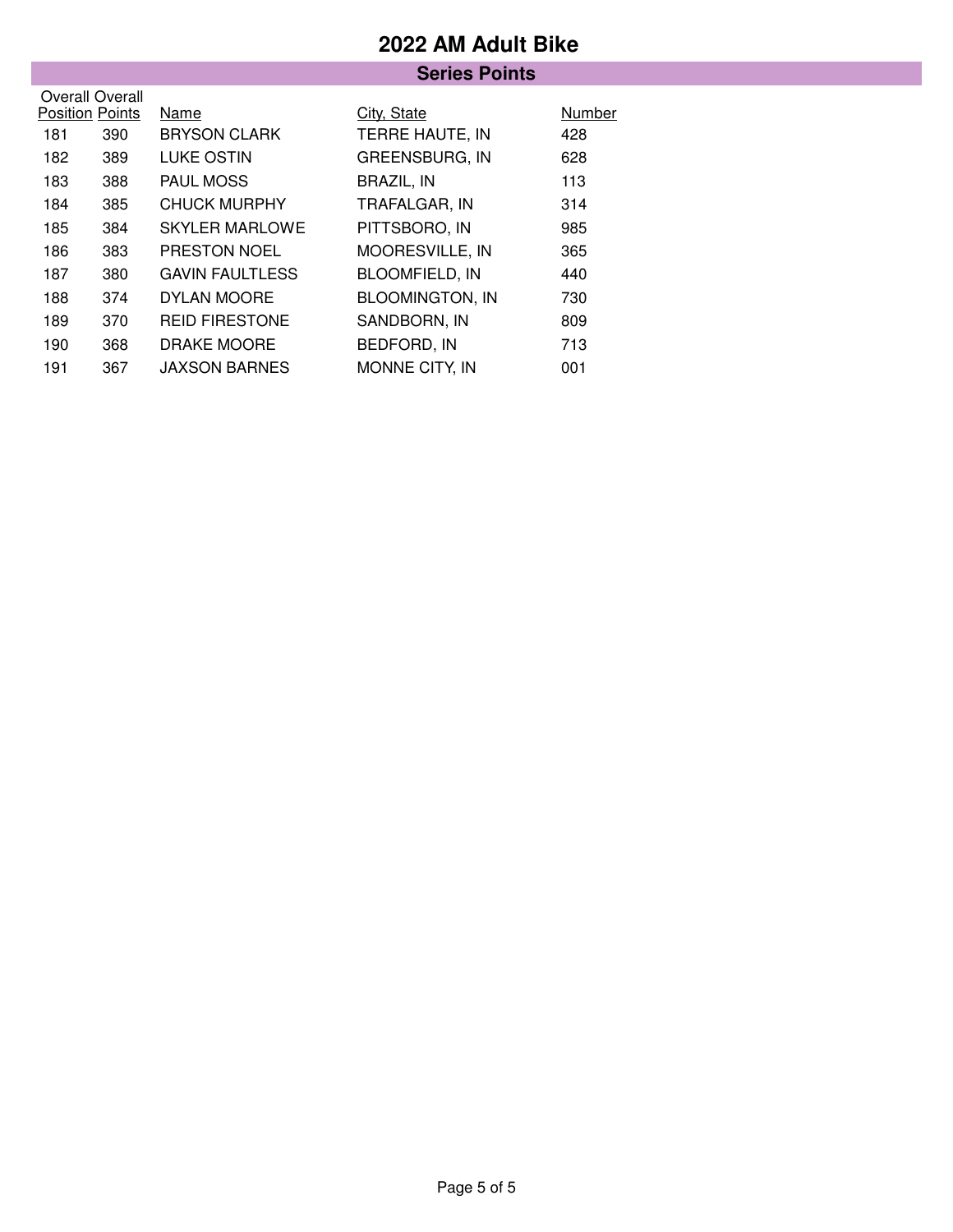# 2022 AM Adult Bike

## Series Points

| Overall Position | Overall Points | Name | City, State | Number |
|---|---|---|---|---|
| 181 | 390 | BRYSON CLARK | TERRE HAUTE, IN | 428 |
| 182 | 389 | LUKE OSTIN | GREENSBURG, IN | 628 |
| 183 | 388 | PAUL MOSS | BRAZIL, IN | 113 |
| 184 | 385 | CHUCK MURPHY | TRAFALGAR, IN | 314 |
| 185 | 384 | SKYLER MARLOWE | PITTSBORO, IN | 985 |
| 186 | 383 | PRESTON NOEL | MOORESVILLE, IN | 365 |
| 187 | 380 | GAVIN FAULTLESS | BLOOMFIELD, IN | 440 |
| 188 | 374 | DYLAN MOORE | BLOOMINGTON, IN | 730 |
| 189 | 370 | REID FIRESTONE | SANDBORN, IN | 809 |
| 190 | 368 | DRAKE MOORE | BEDFORD, IN | 713 |
| 191 | 367 | JAXSON BARNES | MONNE CITY, IN | 001 |